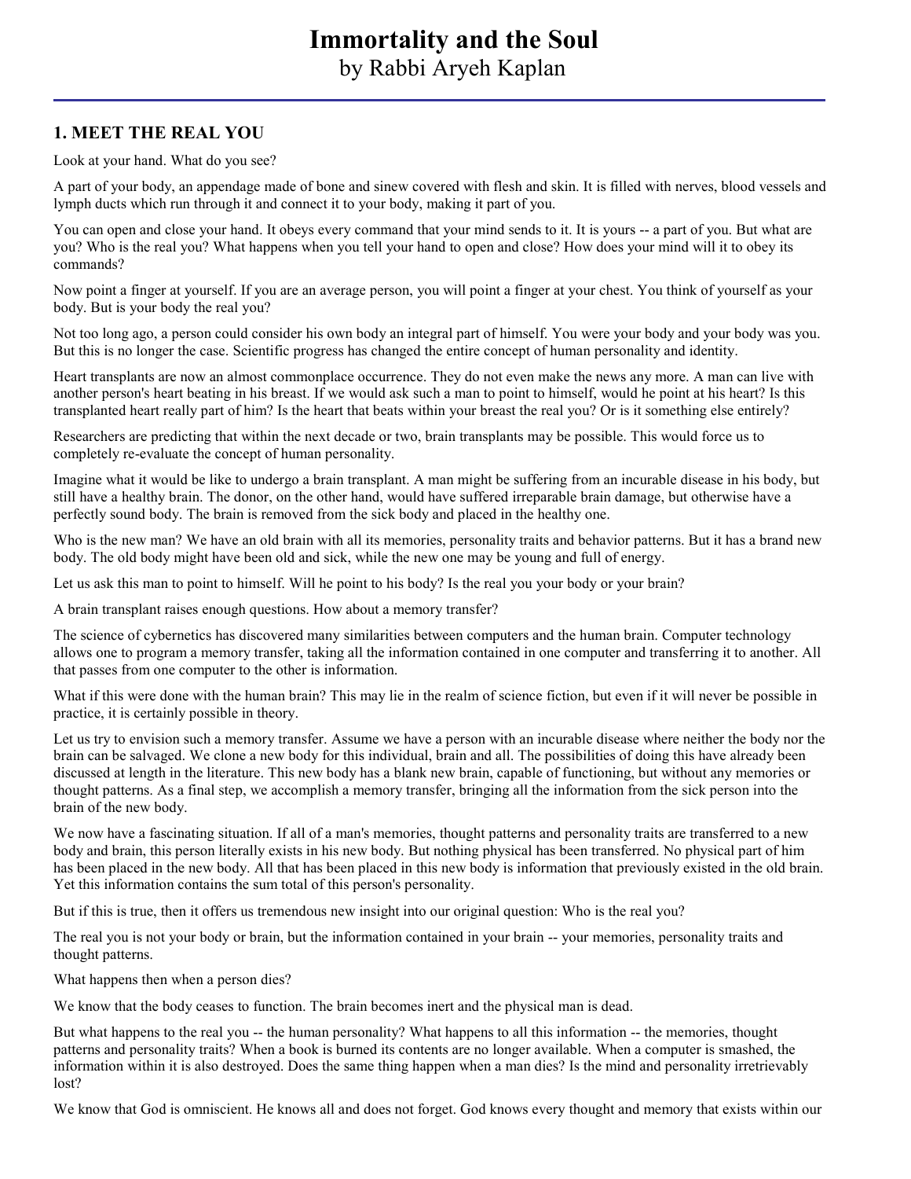# Immortality and the Soul

by Rabbi Aryeh Kaplan

## 1. MEET THE REAL YOU

Look at your hand. What do you see?

A part of your body, an appendage made of bone and sinew covered with flesh and skin. It is filled with nerves, blood vessels and lymph ducts which run through it and connect it to your body, making it part of you.

You can open and close your hand. It obeys every command that your mind sends to it. It is yours -- a part of you. But what are you? Who is the real you? What happens when you tell your hand to open and close? How does your mind will it to obey its commands?

Now point a finger at yourself. If you are an average person, you will point a finger at your chest. You think of yourself as your body. But is your body the real you?

Not too long ago, a person could consider his own body an integral part of himself. You were your body and your body was you. But this is no longer the case. Scientific progress has changed the entire concept of human personality and identity.

Heart transplants are now an almost commonplace occurrence. They do not even make the news any more. A man can live with another person's heart beating in his breast. If we would ask such a man to point to himself, would he point at his heart? Is this transplanted heart really part of him? Is the heart that beats within your breast the real you? Or is it something else entirely?

Researchers are predicting that within the next decade or two, brain transplants may be possible. This would force us to completely re-evaluate the concept of human personality.

Imagine what it would be like to undergo a brain transplant. A man might be suffering from an incurable disease in his body, but still have a healthy brain. The donor, on the other hand, would have suffered irreparable brain damage, but otherwise have a perfectly sound body. The brain is removed from the sick body and placed in the healthy one.

Who is the new man? We have an old brain with all its memories, personality traits and behavior patterns. But it has a brand new body. The old body might have been old and sick, while the new one may be young and full of energy.

Let us ask this man to point to himself. Will he point to his body? Is the real you your body or your brain?

A brain transplant raises enough questions. How about a memory transfer?

The science of cybernetics has discovered many similarities between computers and the human brain. Computer technology allows one to program a memory transfer, taking all the information contained in one computer and transferring it to another. All that passes from one computer to the other is information.

What if this were done with the human brain? This may lie in the realm of science fiction, but even if it will never be possible in practice, it is certainly possible in theory.

Let us try to envision such a memory transfer. Assume we have a person with an incurable disease where neither the body nor the brain can be salvaged. We clone a new body for this individual, brain and all. The possibilities of doing this have already been discussed at length in the literature. This new body has a blank new brain, capable of functioning, but without any memories or thought patterns. As a final step, we accomplish a memory transfer, bringing all the information from the sick person into the brain of the new body.

We now have a fascinating situation. If all of a man's memories, thought patterns and personality traits are transferred to a new body and brain, this person literally exists in his new body. But nothing physical has been transferred. No physical part of him has been placed in the new body. All that has been placed in this new body is information that previously existed in the old brain. Yet this information contains the sum total of this person's personality.

But if this is true, then it offers us tremendous new insight into our original question: Who is the real you?

The real you is not your body or brain, but the information contained in your brain -- your memories, personality traits and thought patterns.

What happens then when a person dies?

We know that the body ceases to function. The brain becomes inert and the physical man is dead.

But what happens to the real you -- the human personality? What happens to all this information -- the memories, thought patterns and personality traits? When a book is burned its contents are no longer available. When a computer is smashed, the information within it is also destroyed. Does the same thing happen when a man dies? Is the mind and personality irretrievably lost?

We know that God is omniscient. He knows all and does not forget. God knows every thought and memory that exists within our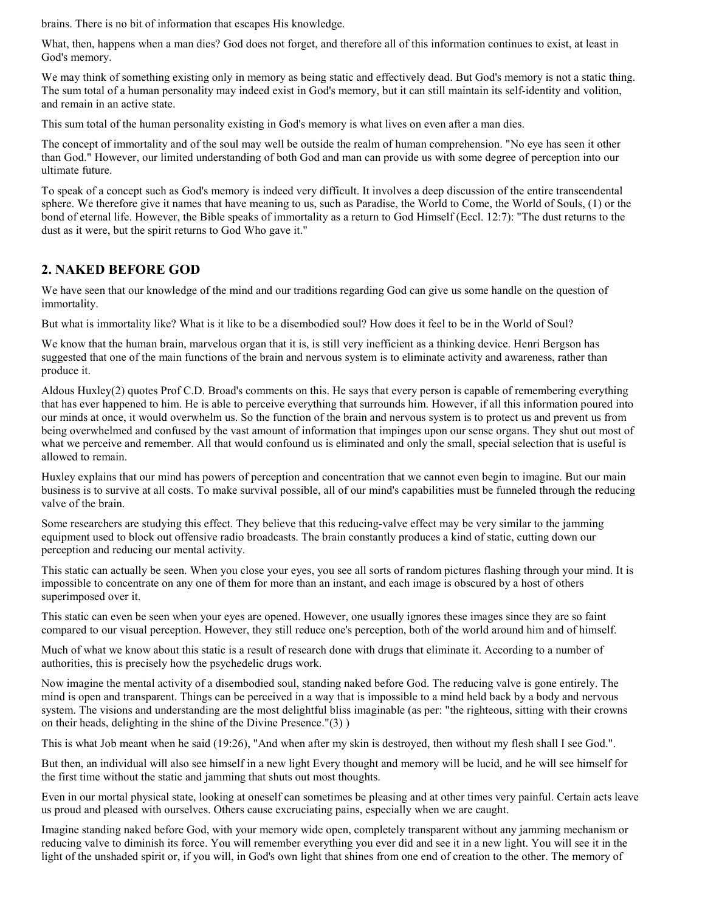brains. There is no bit of information that escapes His knowledge.

What, then, happens when a man dies? God does not forget, and therefore all of this information continues to exist, at least in God's memory.

We may think of something existing only in memory as being static and effectively dead. But God's memory is not a static thing. The sum total of a human personality may indeed exist in God's memory, but it can still maintain its self-identity and volition, and remain in an active state.

This sum total of the human personality existing in God's memory is what lives on even after a man dies.

The concept of immortality and of the soul may well be outside the realm of human comprehension. "No eye has seen it other than God." However, our limited understanding of both God and man can provide us with some degree of perception into our ultimate future.

To speak of a concept such as God's memory is indeed very difficult. It involves a deep discussion of the entire transcendental sphere. We therefore give it names that have meaning to us, such as Paradise, the World to Come, the World of Souls, (1) or the bond of eternal life. However, the Bible speaks of immortality as a return to God Himself (Eccl. 12:7): "The dust returns to the dust as it were, but the spirit returns to God Who gave it."

## 2. NAKED BEFORE GOD

We have seen that our knowledge of the mind and our traditions regarding God can give us some handle on the question of immortality.

But what is immortality like? What is it like to be a disembodied soul? How does it feel to be in the World of Soul?

We know that the human brain, marvelous organ that it is, is still very inefficient as a thinking device. Henri Bergson has suggested that one of the main functions of the brain and nervous system is to eliminate activity and awareness, rather than produce it.

Aldous Huxley(2) quotes Prof C.D. Broad's comments on this. He says that every person is capable of remembering everything that has ever happened to him. He is able to perceive everything that surrounds him. However, if all this information poured into our minds at once, it would overwhelm us. So the function of the brain and nervous system is to protect us and prevent us from being overwhelmed and confused by the vast amount of information that impinges upon our sense organs. They shut out most of what we perceive and remember. All that would confound us is eliminated and only the small, special selection that is useful is allowed to remain.

Huxley explains that our mind has powers of perception and concentration that we cannot even begin to imagine. But our main business is to survive at all costs. To make survival possible, all of our mind's capabilities must be funneled through the reducing valve of the brain.

Some researchers are studying this effect. They believe that this reducing-valve effect may be very similar to the jamming equipment used to block out offensive radio broadcasts. The brain constantly produces a kind of static, cutting down our perception and reducing our mental activity.

This static can actually be seen. When you close your eyes, you see all sorts of random pictures flashing through your mind. It is impossible to concentrate on any one of them for more than an instant, and each image is obscured by a host of others superimposed over it.

This static can even be seen when your eyes are opened. However, one usually ignores these images since they are so faint compared to our visual perception. However, they still reduce one's perception, both of the world around him and of himself.

Much of what we know about this static is a result of research done with drugs that eliminate it. According to a number of authorities, this is precisely how the psychedelic drugs work.

Now imagine the mental activity of a disembodied soul, standing naked before God. The reducing valve is gone entirely. The mind is open and transparent. Things can be perceived in a way that is impossible to a mind held back by a body and nervous system. The visions and understanding are the most delightful bliss imaginable (as per: "the righteous, sitting with their crowns on their heads, delighting in the shine of the Divine Presence."(3) )

This is what Job meant when he said (19:26), "And when after my skin is destroyed, then without my flesh shall I see God.".

But then, an individual will also see himself in a new light Every thought and memory will be lucid, and he will see himself for the first time without the static and jamming that shuts out most thoughts.

Even in our mortal physical state, looking at oneself can sometimes be pleasing and at other times very painful. Certain acts leave us proud and pleased with ourselves. Others cause excruciating pains, especially when we are caught.

Imagine standing naked before God, with your memory wide open, completely transparent without any jamming mechanism or reducing valve to diminish its force. You will remember everything you ever did and see it in a new light. You will see it in the light of the unshaded spirit or, if you will, in God's own light that shines from one end of creation to the other. The memory of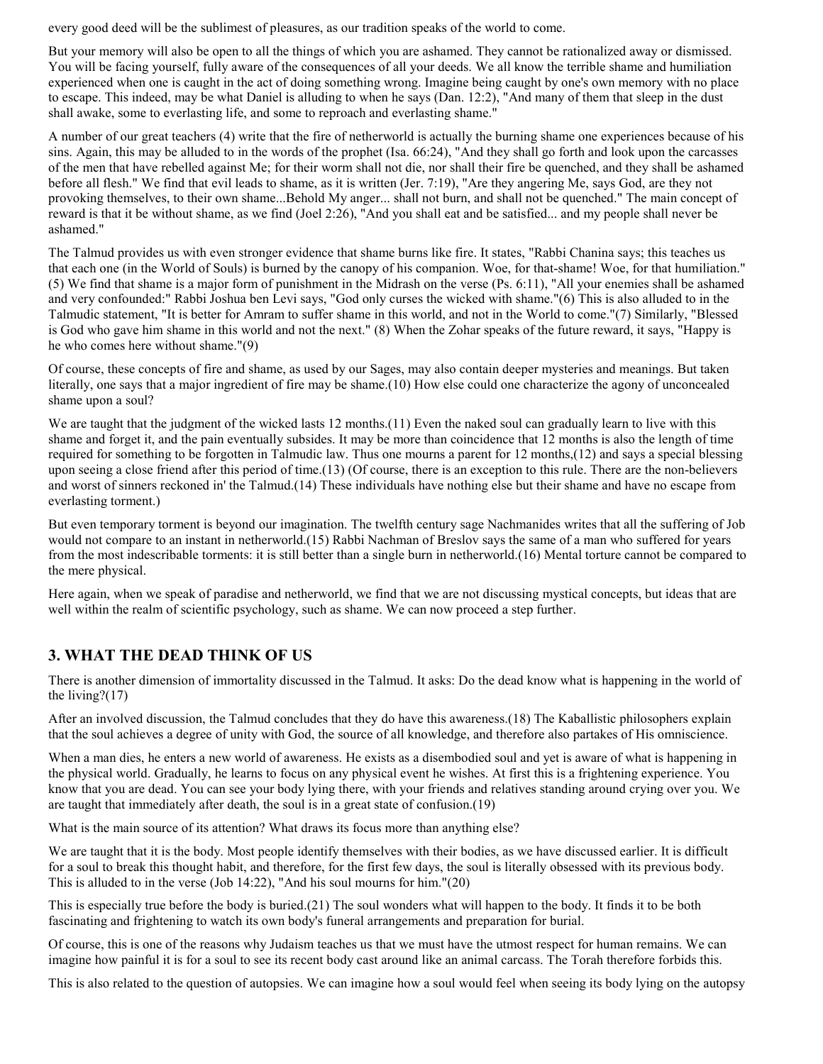every good deed will be the sublimest of pleasures, as our tradition speaks of the world to come.

But your memory will also be open to all the things of which you are ashamed. They cannot be rationalized away or dismissed. You will be facing yourself, fully aware of the consequences of all your deeds. We all know the terrible shame and humiliation experienced when one is caught in the act of doing something wrong. Imagine being caught by one's own memory with no place to escape. This indeed, may be what Daniel is alluding to when he says (Dan. 12:2), "And many of them that sleep in the dust shall awake, some to everlasting life, and some to reproach and everlasting shame."

A number of our great teachers (4) write that the fire of netherworld is actually the burning shame one experiences because of his sins. Again, this may be alluded to in the words of the prophet (Isa. 66:24), "And they shall go forth and look upon the carcasses of the men that have rebelled against Me; for their worm shall not die, nor shall their fire be quenched, and they shall be ashamed before all flesh." We find that evil leads to shame, as it is written (Jer. 7:19), "Are they angering Me, says God, are they not provoking themselves, to their own shame...Behold My anger... shall not burn, and shall not be quenched." The main concept of reward is that it be without shame, as we find (Joel 2:26), "And you shall eat and be satisfied... and my people shall never be ashamed."

The Talmud provides us with even stronger evidence that shame burns like fire. It states, "Rabbi Chanina says; this teaches us that each one (in the World of Souls) is burned by the canopy of his companion. Woe, for that-shame! Woe, for that humiliation."(5) We find that shame is a major form of punishment in the Midrash on the verse (Ps. 6:11), "All your enemies shall be ashamed and very confounded:" Rabbi Joshua ben Levi says, "God only curses the wicked with shame."(6) This is also alluded to in the Talmudic statement, "It is better for Amram to suffer shame in this world, and not in the World to come."(7) Similarly, "Blessed is God who gave him shame in this world and not the next." (8) When the Zohar speaks of the future reward, it says, "Happy is he who comes here without shame."(9)

Of course, these concepts of fire and shame, as used by our Sages, may also contain deeper mysteries and meanings. But taken literally, one says that a major ingredient of fire may be shame.(10) How else could one characterize the agony of unconcealed shame upon a soul?

We are taught that the judgment of the wicked lasts 12 months.(11) Even the naked soul can gradually learn to live with this shame and forget it, and the pain eventually subsides. It may be more than coincidence that 12 months is also the length of time required for something to be forgotten in Talmudic law. Thus one mourns a parent for 12 months,(12) and says a special blessing upon seeing a close friend after this period of time.(13) (Of course, there is an exception to this rule. There are the non-believers and worst of sinners reckoned in' the Talmud.(14) These individuals have nothing else but their shame and have no escape from everlasting torment.)

But even temporary torment is beyond our imagination. The twelfth century sage Nachmanides writes that all the suffering of Job would not compare to an instant in netherworld.(15) Rabbi Nachman of Breslov says the same of a man who suffered for years from the most indescribable torments: it is still better than a single burn in netherworld.(16) Mental torture cannot be compared to the mere physical.

Here again, when we speak of paradise and netherworld, we find that we are not discussing mystical concepts, but ideas that are well within the realm of scientific psychology, such as shame. We can now proceed a step further.

## 3. WHAT THE DEAD THINK OF US

There is another dimension of immortality discussed in the Talmud. It asks: Do the dead know what is happening in the world of the living?(17)

After an involved discussion, the Talmud concludes that they do have this awareness.(18) The Kaballistic philosophers explain that the soul achieves a degree of unity with God, the source of all knowledge, and therefore also partakes of His omniscience.

When a man dies, he enters a new world of awareness. He exists as a disembodied soul and yet is aware of what is happening in the physical world. Gradually, he learns to focus on any physical event he wishes. At first this is a frightening experience. You know that you are dead. You can see your body lying there, with your friends and relatives standing around crying over you. We are taught that immediately after death, the soul is in a great state of confusion.(19)

What is the main source of its attention? What draws its focus more than anything else?

We are taught that it is the body. Most people identify themselves with their bodies, as we have discussed earlier. It is difficult for a soul to break this thought habit, and therefore, for the first few days, the soul is literally obsessed with its previous body. This is alluded to in the verse (Job 14:22), "And his soul mourns for him."(20)

This is especially true before the body is buried.(21) The soul wonders what will happen to the body. It finds it to be both fascinating and frightening to watch its own body's funeral arrangements and preparation for burial.

Of course, this is one of the reasons why Judaism teaches us that we must have the utmost respect for human remains. We can imagine how painful it is for a soul to see its recent body cast around like an animal carcass. The Torah therefore forbids this.

This is also related to the question of autopsies. We can imagine how a soul would feel when seeing its body lying on the autopsy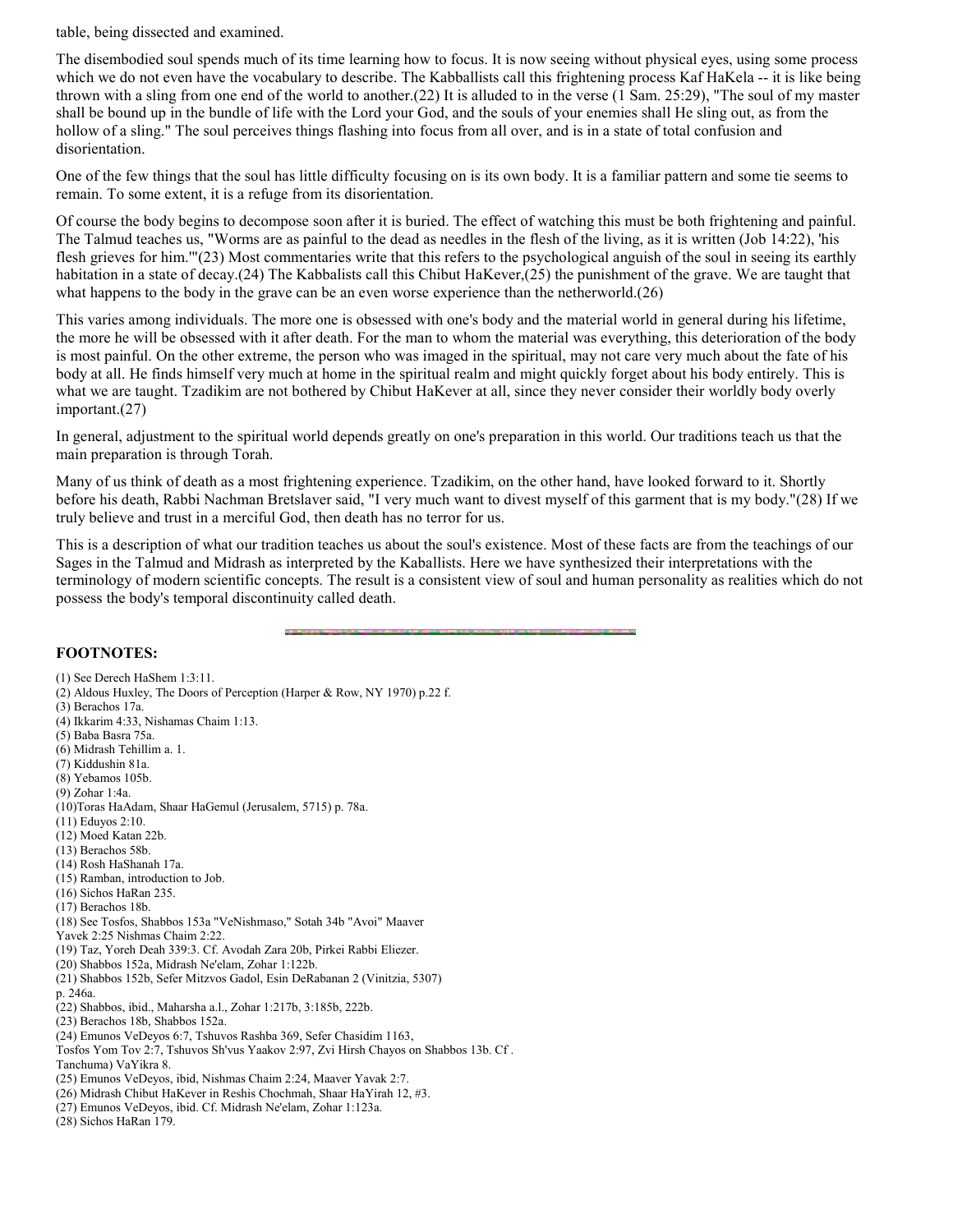table, being dissected and examined.

The disembodied soul spends much of its time learning how to focus. It is now seeing without physical eyes, using some process which we do not even have the vocabulary to describe. The Kabballists call this frightening process Kaf HaKela -- it is like being thrown with a sling from one end of the world to another.(22) It is alluded to in the verse (1 Sam. 25:29), "The soul of my master shall be bound up in the bundle of life with the Lord your God, and the souls of your enemies shall He sling out, as from the hollow of a sling." The soul perceives things flashing into focus from all over, and is in a state of total confusion and disorientation.

One of the few things that the soul has little difficulty focusing on is its own body. It is a familiar pattern and some tie seems to remain. To some extent, it is a refuge from its disorientation.

Of course the body begins to decompose soon after it is buried. The effect of watching this must be both frightening and painful. The Talmud teaches us, "Worms are as painful to the dead as needles in the flesh of the living, as it is written (Job 14:22), 'his flesh grieves for him.'"(23) Most commentaries write that this refers to the psychological anguish of the soul in seeing its earthly habitation in a state of decay.(24) The Kabbalists call this Chibut HaKever,(25) the punishment of the grave. We are taught that what happens to the body in the grave can be an even worse experience than the netherworld.(26)

This varies among individuals. The more one is obsessed with one's body and the material world in general during his lifetime, the more he will be obsessed with it after death. For the man to whom the material was everything, this deterioration of the body is most painful. On the other extreme, the person who was imaged in the spiritual, may not care very much about the fate of his body at all. He finds himself very much at home in the spiritual realm and might quickly forget about his body entirely. This is what we are taught. Tzadikim are not bothered by Chibut HaKever at all, since they never consider their worldly body overly important.(27)

In general, adjustment to the spiritual world depends greatly on one's preparation in this world. Our traditions teach us that the main preparation is through Torah.

Many of us think of death as a most frightening experience. Tzadikim, on the other hand, have looked forward to it. Shortly before his death, Rabbi Nachman Bretslaver said, "I very much want to divest myself of this garment that is my body."(28) If we truly believe and trust in a merciful God, then death has no terror for us.

This is a description of what our tradition teaches us about the soul's existence. Most of these facts are from the teachings of our Sages in the Talmud and Midrash as interpreted by the Kaballists. Here we have synthesized their interpretations with the terminology of modern scientific concepts. The result is a consistent view of soul and human personality as realities which do not possess the body's temporal discontinuity called death.

---

## FOOTNOTES:

(1) See Derech HaShem 1:3:11.
(2) Aldous Huxley, The Doors of Perception (Harper & Row, NY 1970) p.22 f.
(3) Berachos 17a.
(4) Ikkarim 4:33, Nishamas Chaim 1:13.
(5) Baba Basra 75a.
(6) Midrash Tehillim a. 1.
(7) Kiddushin 81a.
(8) Yebamos 105b.
(9) Zohar 1:4a.
(10)Toras HaAdam, Shaar HaGemul (Jerusalem, 5715) p. 78a.
(11) Eduyos 2:10.
(12) Moed Katan 22b.
(13) Berachos 58b.
(14) Rosh HaShanah 17a.
(15) Ramban, introduction to Job.
(16) Sichos HaRan 235.
(17) Berachos 18b.
(18) See Tosfos, Shabbos 153a "VeNishmaso," Sotah 34b "Avoi" Maaver Yavek 2:25 Nishmas Chaim 2:22.
(19) Taz, Yoreh Deah 339:3. Cf. Avodah Zara 20b, Pirkei Rabbi Eliezer.
(20) Shabbos 152a, Midrash Ne'elam, Zohar 1:122b.
(21) Shabbos 152b, Sefer Mitzvos Gadol, Esin DeRabanan 2 (Vinitzia, 5307) p. 246a.
(22) Shabbos, ibid., Maharsha a.l., Zohar 1:217b, 3:185b, 222b.
(23) Berachos 18b, Shabbos 152a.
(24) Emunos VeDeyos 6:7, Tshuvos Rashba 369, Sefer Chasidim 1163, Tosfos Yom Tov 2:7, Tshuvos Sh'vus Yaakov 2:97, Zvi Hirsh Chayos on Shabbos 13b. Cf . Tanchuma) VaYikra 8.
(25) Emunos VeDeyos, ibid, Nishmas Chaim 2:24, Maaver Yavak 2:7.
(26) Midrash Chibut HaKever in Reshis Chochmah, Shaar HaYirah 12, #3.
(27) Emunos VeDeyos, ibid. Cf. Midrash Ne'elam, Zohar 1:123a.
(28) Sichos HaRan 179.